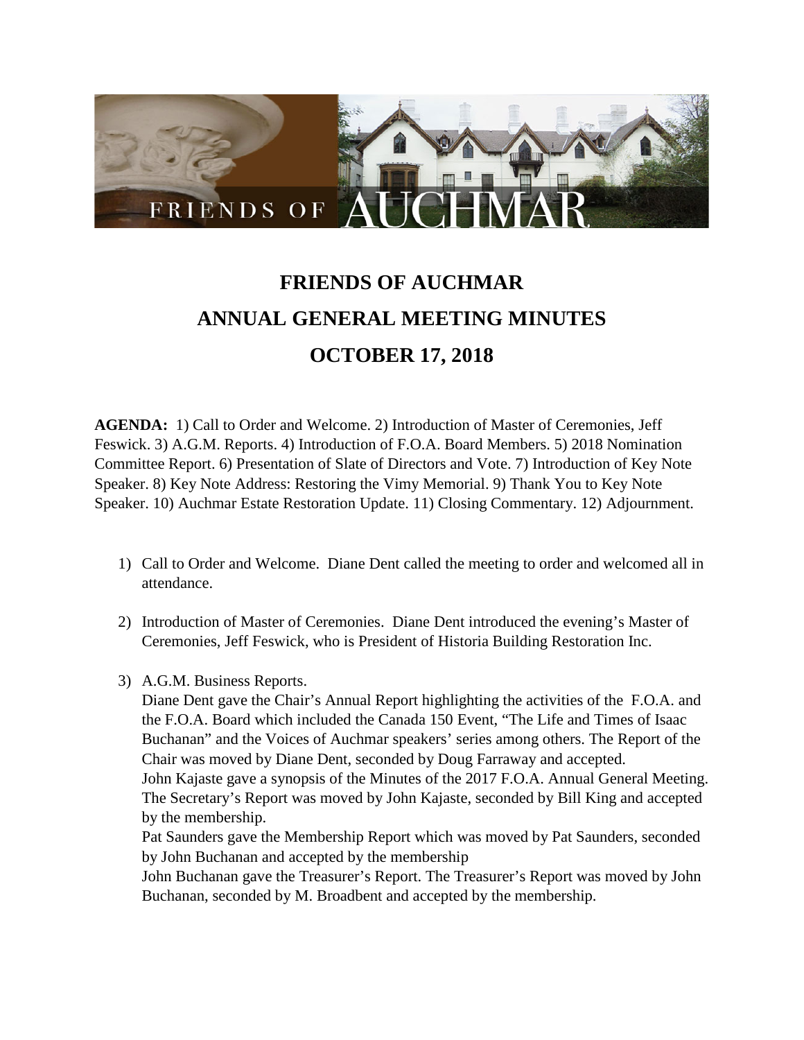FRIENDS OF AUCHMAR

# FRIENDS OF AUCHMAR

# ANNUAL GENERAL MEETING MINUTES

# OCTOBER 17, 2018

**AGENDA:** 1) Call to Order and Welcome. 2) Introduction of Master of Ceremonies, Jeff Feswick. 3) A.G.M. Reports. 4) Introduction of F.O.A. Board Members. 5) 2018 Nomination Committee Report. 6) Presentation of Slate of Directors and Vote. 7) Introduction of Key Note Speaker. 8) Key Note Address: Restoring the Vimy Memorial. 9) Thank You to Key Note Speaker. 10) Auchmar Estate Restoration Update. 11) Closing Commentary. 12) Adjournment.

1) Call to Order and Welcome. Diane Dent called the meeting to order and welcomed all in attendance.

2) Introduction of Master of Ceremonies. Diane Dent introduced the evening's Master of Ceremonies, Jeff Feswick, who is President of Historia Building Restoration Inc.

3) A.G.M. Business Reports.
   Diane Dent gave the Chair's Annual Report highlighting the activities of the F.O.A. and the F.O.A. Board which included the Canada 150 Event, "The Life and Times of Isaac Buchanan" and the Voices of Auchmar speakers' series among others. The Report of the Chair was moved by Diane Dent, seconded by Doug Farraway and accepted.
   John Kajaste gave a synopsis of the Minutes of the 2017 F.O.A. Annual General Meeting. The Secretary's Report was moved by John Kajaste, seconded by Bill King and accepted by the membership.
   Pat Saunders gave the Membership Report which was moved by Pat Saunders, seconded by John Buchanan and accepted by the membership
   John Buchanan gave the Treasurer's Report. The Treasurer's Report was moved by John Buchanan, seconded by M. Broadbent and accepted by the membership.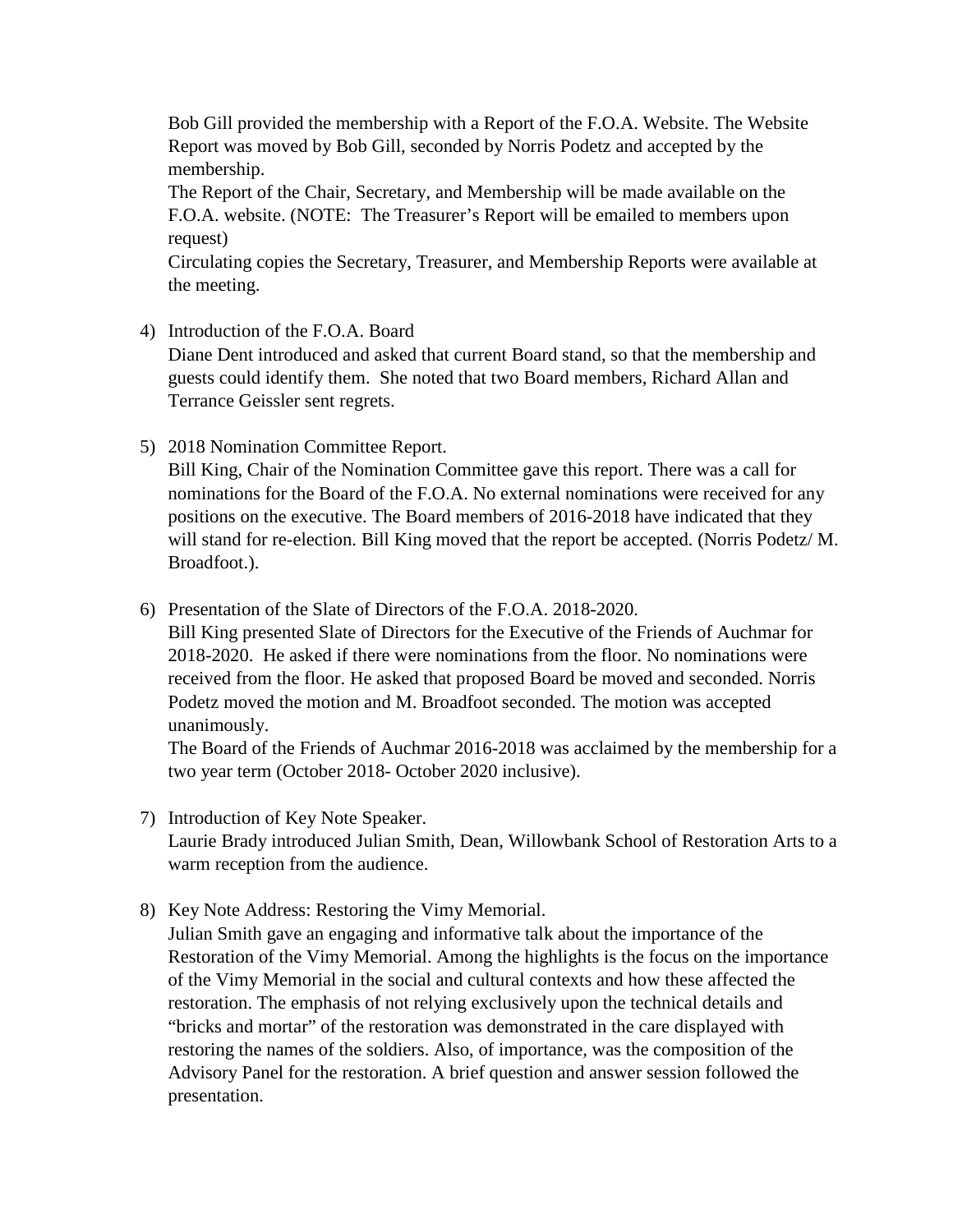Bob Gill provided the membership with a Report of the F.O.A. Website. The Website Report was moved by Bob Gill, seconded by Norris Podetz and accepted by the membership.
The Report of the Chair, Secretary, and Membership will be made available on the F.O.A. website. (NOTE: The Treasurer's Report will be emailed to members upon request)
Circulating copies the Secretary, Treasurer, and Membership Reports were available at the meeting.

4) Introduction of the F.O.A. Board
Diane Dent introduced and asked that current Board stand, so that the membership and guests could identify them. She noted that two Board members, Richard Allan and Terrance Geissler sent regrets.

5) 2018 Nomination Committee Report.
Bill King, Chair of the Nomination Committee gave this report. There was a call for nominations for the Board of the F.O.A. No external nominations were received for any positions on the executive. The Board members of 2016-2018 have indicated that they will stand for re-election. Bill King moved that the report be accepted. (Norris Podetz/ M. Broadfoot.).

6) Presentation of the Slate of Directors of the F.O.A. 2018-2020.
Bill King presented Slate of Directors for the Executive of the Friends of Auchmar for 2018-2020. He asked if there were nominations from the floor. No nominations were received from the floor. He asked that proposed Board be moved and seconded. Norris Podetz moved the motion and M. Broadfoot seconded. The motion was accepted unanimously.
The Board of the Friends of Auchmar 2016-2018 was acclaimed by the membership for a two year term (October 2018- October 2020 inclusive).

7) Introduction of Key Note Speaker.
Laurie Brady introduced Julian Smith, Dean, Willowbank School of Restoration Arts to a warm reception from the audience.

8) Key Note Address: Restoring the Vimy Memorial.
Julian Smith gave an engaging and informative talk about the importance of the Restoration of the Vimy Memorial. Among the highlights is the focus on the importance of the Vimy Memorial in the social and cultural contexts and how these affected the restoration. The emphasis of not relying exclusively upon the technical details and "bricks and mortar" of the restoration was demonstrated in the care displayed with restoring the names of the soldiers. Also, of importance, was the composition of the Advisory Panel for the restoration. A brief question and answer session followed the presentation.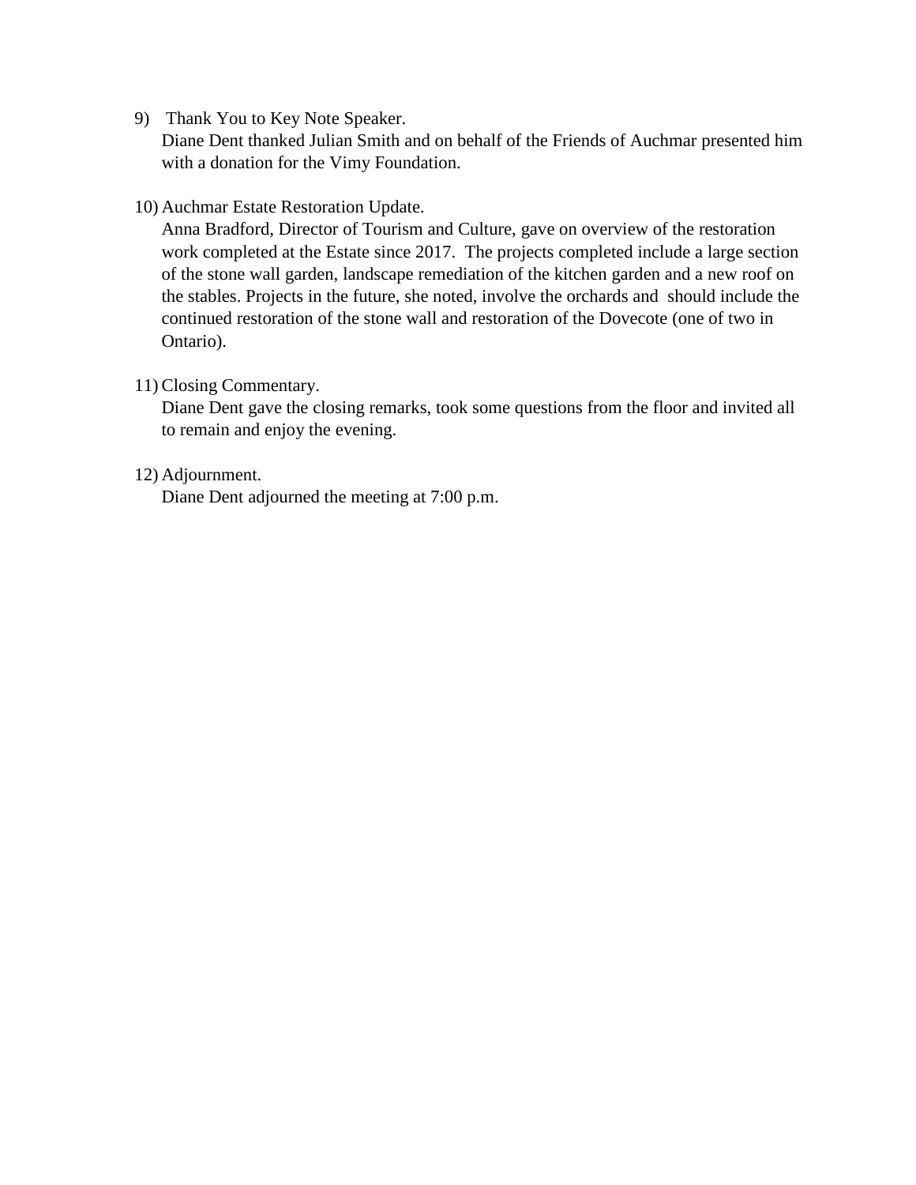9) Thank You to Key Note Speaker.
   Diane Dent thanked Julian Smith and on behalf of the Friends of Auchmar presented him with a donation for the Vimy Foundation.

10) Auchmar Estate Restoration Update.
   Anna Bradford, Director of Tourism and Culture, gave on overview of the restoration work completed at the Estate since 2017. The projects completed include a large section of the stone wall garden, landscape remediation of the kitchen garden and a new roof on the stables. Projects in the future, she noted, involve the orchards and should include the continued restoration of the stone wall and restoration of the Dovecote (one of two in Ontario).

11) Closing Commentary.
   Diane Dent gave the closing remarks, took some questions from the floor and invited all to remain and enjoy the evening.

12) Adjournment.
   Diane Dent adjourned the meeting at 7:00 p.m.